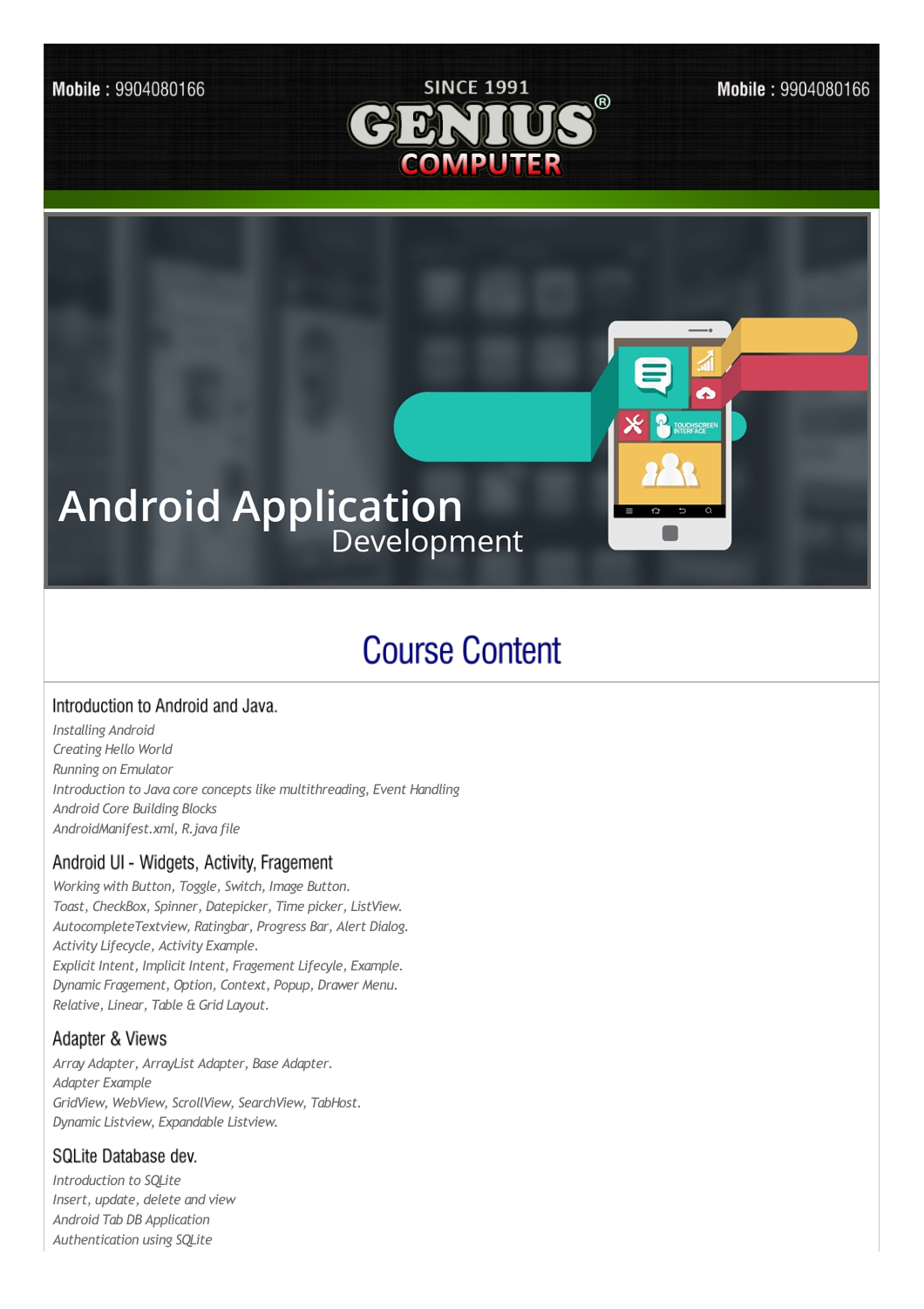Mobile : 9904080166

SINCE 1991

# GENIUS® COMPUTER

Mobile : 9904080166

# Android Application Development

## Course Content

### Introduction to Android and Java.

*Installing Android*
*Creating Hello World*
*Running on Emulator*
*Introduction to Java core concepts like multithreading, Event Handling*
*Android Core Building Blocks*
*AndroidManifest.xml, R.java file*

### Android UI - Widgets, Activity, Fragement

*Working with Button, Toggle, Switch, Image Button.*
*Toast, CheckBox, Spinner, Datepicker, Time picker, ListView.*
*AutocompleteTextview, Ratingbar, Progress Bar, Alert Dialog.*
*Activity Lifecycle, Activity Example.*
*Explicit Intent, Implicit Intent, Fragement Lifecyle, Example.*
*Dynamic Fragement, Option, Context, Popup, Drawer Menu.*
*Relative, Linear, Table & Grid Layout.*

### Adapter & Views

*Array Adapter, ArrayList Adapter, Base Adapter.*
*Adapter Example*
*GridView, WebView, ScrollView, SearchView, TabHost.*
*Dynamic Listview, Expandable Listview.*

### SQLite Database dev.

*Introduction to SQLite*
*Insert, update, delete and view*
*Android Tab DB Application*
*Authentication using SQLite*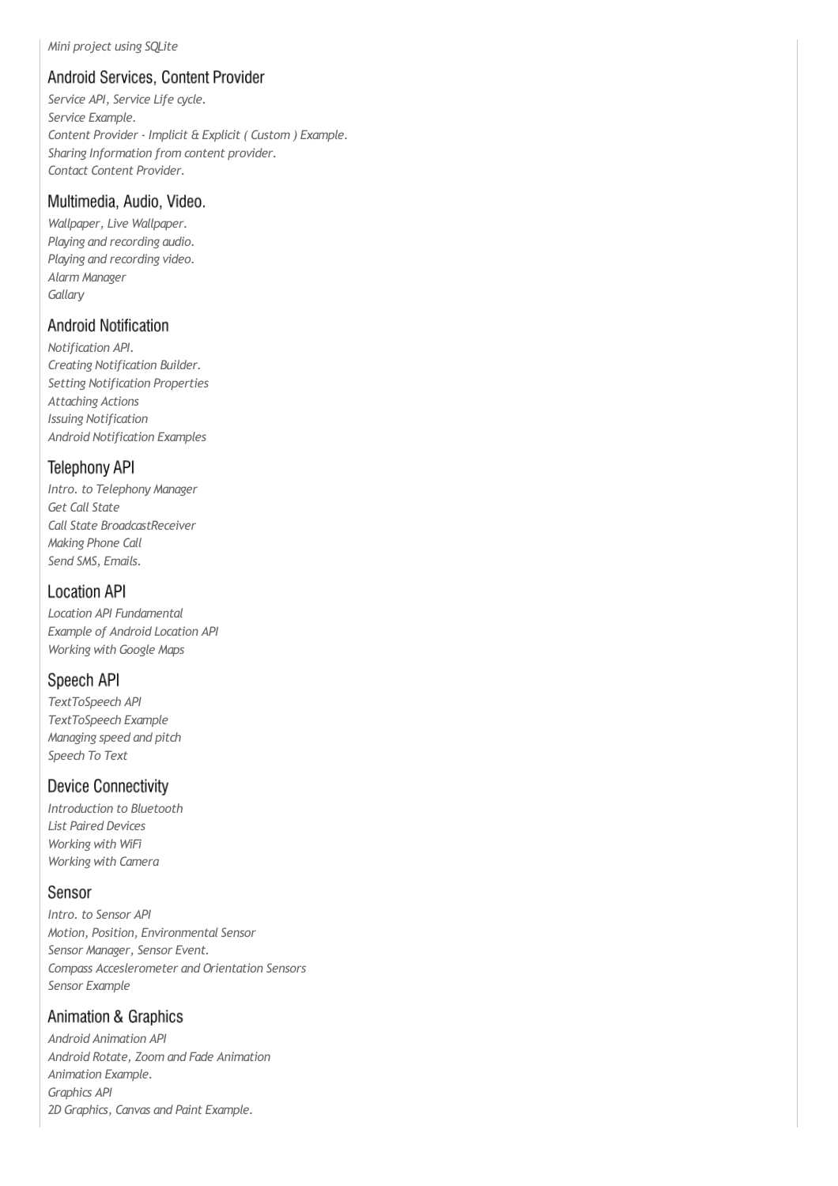*Mini project using SQLite*

## Android Services, Content Provider

*Service API, Service Life cycle.*
*Service Example.*
*Content Provider - Implicit & Explicit ( Custom ) Example.*
*Sharing Information from content provider.*
*Contact Content Provider.*

## Multimedia, Audio, Video.

*Wallpaper, Live Wallpaper.*
*Playing and recording audio.*
*Playing and recording video.*
*Alarm Manager*
*Gallary*

## Android Notification

*Notification API.*
*Creating Notification Builder.*
*Setting Notification Properties*
*Attaching Actions*
*Issuing Notification*
*Android Notification Examples*

## Telephony API

*Intro. to Telephony Manager*
*Get Call State*
*Call State BroadcastReceiver*
*Making Phone Call*
*Send SMS, Emails.*

## Location API

*Location API Fundamental*
*Example of Android Location API*
*Working with Google Maps*

## Speech API

*TextToSpeech API*
*TextToSpeech Example*
*Managing speed and pitch*
*Speech To Text*

## Device Connectivity

*Introduction to Bluetooth*
*List Paired Devices*
*Working with WiFi*
*Working with Camera*

## Sensor

*Intro. to Sensor API*
*Motion, Position, Environmental Sensor*
*Sensor Manager, Sensor Event.*
*Compass Acceslerometer and Orientation Sensors*
*Sensor Example*

## Animation & Graphics

*Android Animation API*
*Android Rotate, Zoom and Fade Animation*
*Animation Example.*
*Graphics API*
*2D Graphics, Canvas and Paint Example.*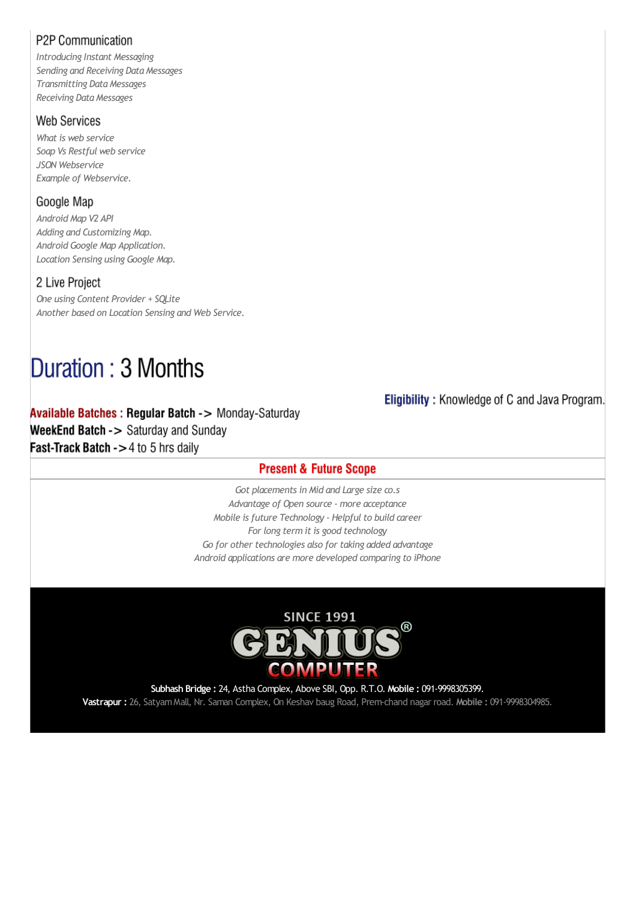### P2P Communication

*Introducing Instant Messaging*
*Sending and Receiving Data Messages*
*Transmitting Data Messages*
*Receiving Data Messages*

### Web Services

*What is web service*
*Soap Vs Restful web service*
*JSON Webservice*
*Example of Webservice.*

### Google Map

*Android Map V2 API*
*Adding and Customizing Map.*
*Android Google Map Application.*
*Location Sensing using Google Map.*

### 2 Live Project

*One using Content Provider + SQLite*
*Another based on Location Sensing and Web Service.*

# Duration : 3 Months

**Eligibility :** Knowledge of C and Java Program.

**Available Batches : Regular Batch ->** Monday-Saturday
**WeekEnd Batch ->** Saturday and Sunday
**Fast-Track Batch ->** 4 to 5 hrs daily

## Present & Future Scope

*Got placements in Mid and Large size co.s*
*Advantage of Open source - more acceptance*
*Mobile is future Technology - Helpful to build career*
*For long term it is good technology*
*Go for other technologies also for taking added advantage*
*Android applications are more developed comparing to iPhone*

SINCE 1991
GENIUS® COMPUTER

**Subhash Bridge :** 24, Astha Complex, Above SBI, Opp. R.T.O. **Mobile :** 091-9998305399.
**Vastrapur :** 26, Satyam Mall, Nr. Saman Complex, On Keshav baug Road, Prem-chand nagar road. **Mobile :** 091-9998304985.